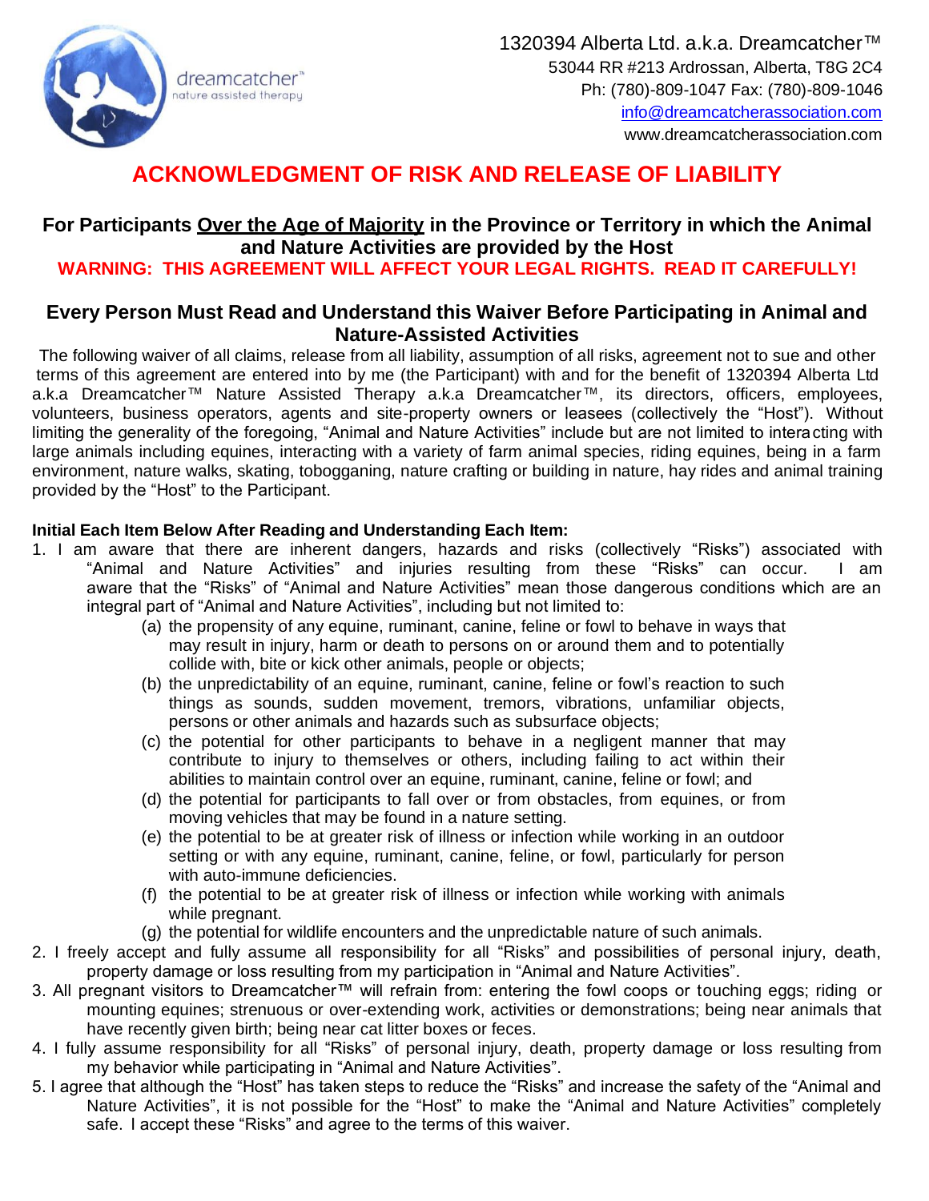dreamcatcher™
nature assisted therapy

1320394 Alberta Ltd. a.k.a. Dreamcatcher™
53044 RR #213 Ardrossan, Alberta, T8G 2C4
Ph: (780)-809-1047 Fax: (780)-809-1046
info@dreamcatcherassociation.com
www.dreamcatcherassociation.com

# ACKNOWLEDGMENT OF RISK AND RELEASE OF LIABILITY

## For Participants <u>Over the Age of Majority</u> in the Province or Territory in which the Animal and Nature Activities are provided by the Host

**WARNING: THIS AGREEMENT WILL AFFECT YOUR LEGAL RIGHTS. READ IT CAREFULLY!**

## Every Person Must Read and Understand this Waiver Before Participating in Animal and Nature-Assisted Activities

The following waiver of all claims, release from all liability, assumption of all risks, agreement not to sue and other terms of this agreement are entered into by me (the Participant) with and for the benefit of 1320394 Alberta Ltd a.k.a Dreamcatcher™ Nature Assisted Therapy a.k.a Dreamcatcher™, its directors, officers, employees, volunteers, business operators, agents and site-property owners or leasees (collectively the "Host"). Without limiting the generality of the foregoing, "Animal and Nature Activities" include but are not limited to interacting with large animals including equines, interacting with a variety of farm animal species, riding equines, being in a farm environment, nature walks, skating, tobogganing, nature crafting or building in nature, hay rides and animal training provided by the "Host" to the Participant.

**Initial Each Item Below After Reading and Understanding Each Item:**

1. I am aware that there are inherent dangers, hazards and risks (collectively "Risks") associated with "Animal and Nature Activities" and injuries resulting from these "Risks" can occur. I am aware that the "Risks" of "Animal and Nature Activities" mean those dangerous conditions which are an integral part of "Animal and Nature Activities", including but not limited to:
   (a) the propensity of any equine, ruminant, canine, feline or fowl to behave in ways that may result in injury, harm or death to persons on or around them and to potentially collide with, bite or kick other animals, people or objects;
   (b) the unpredictability of an equine, ruminant, canine, feline or fowl's reaction to such things as sounds, sudden movement, tremors, vibrations, unfamiliar objects, persons or other animals and hazards such as subsurface objects;
   (c) the potential for other participants to behave in a negligent manner that may contribute to injury to themselves or others, including failing to act within their abilities to maintain control over an equine, ruminant, canine, feline or fowl; and
   (d) the potential for participants to fall over or from obstacles, from equines, or from moving vehicles that may be found in a nature setting.
   (e) the potential to be at greater risk of illness or infection while working in an outdoor setting or with any equine, ruminant, canine, feline, or fowl, particularly for person with auto-immune deficiencies.
   (f) the potential to be at greater risk of illness or infection while working with animals while pregnant.
   (g) the potential for wildlife encounters and the unpredictable nature of such animals.
2. I freely accept and fully assume all responsibility for all "Risks" and possibilities of personal injury, death, property damage or loss resulting from my participation in "Animal and Nature Activities".
3. All pregnant visitors to Dreamcatcher™ will refrain from: entering the fowl coops or touching eggs; riding or mounting equines; strenuous or over-extending work, activities or demonstrations; being near animals that have recently given birth; being near cat litter boxes or feces.
4. I fully assume responsibility for all "Risks" of personal injury, death, property damage or loss resulting from my behavior while participating in "Animal and Nature Activities".
5. I agree that although the "Host" has taken steps to reduce the "Risks" and increase the safety of the "Animal and Nature Activities", it is not possible for the "Host" to make the "Animal and Nature Activities" completely safe. I accept these "Risks" and agree to the terms of this waiver.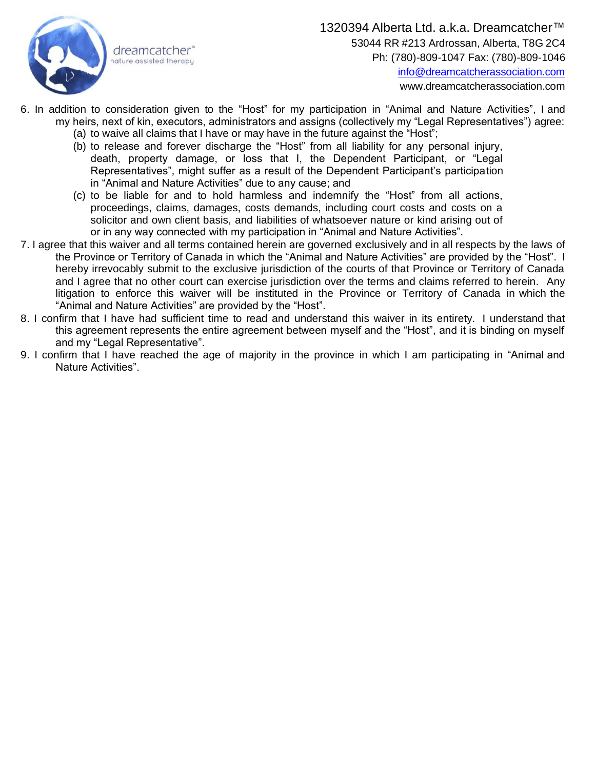6. In addition to consideration given to the "Host" for my participation in "Animal and Nature Activities", I and my heirs, next of kin, executors, administrators and assigns (collectively my "Legal Representatives") agree:
   (a) to waive all claims that I have or may have in the future against the "Host";
   (b) to release and forever discharge the "Host" from all liability for any personal injury, death, property damage, or loss that I, the Dependent Participant, or "Legal Representatives", might suffer as a result of the Dependent Participant's participation in "Animal and Nature Activities" due to any cause; and
   (c) to be liable for and to hold harmless and indemnify the "Host" from all actions, proceedings, claims, damages, costs demands, including court costs and costs on a solicitor and own client basis, and liabilities of whatsoever nature or kind arising out of or in any way connected with my participation in "Animal and Nature Activities".
7. I agree that this waiver and all terms contained herein are governed exclusively and in all respects by the laws of the Province or Territory of Canada in which the "Animal and Nature Activities" are provided by the "Host". I hereby irrevocably submit to the exclusive jurisdiction of the courts of that Province or Territory of Canada and I agree that no other court can exercise jurisdiction over the terms and claims referred to herein. Any litigation to enforce this waiver will be instituted in the Province or Territory of Canada in which the "Animal and Nature Activities" are provided by the "Host".
8. I confirm that I have had sufficient time to read and understand this waiver in its entirety. I understand that this agreement represents the entire agreement between myself and the "Host", and it is binding on myself and my "Legal Representative".
9. I confirm that I have reached the age of majority in the province in which I am participating in "Animal and Nature Activities".